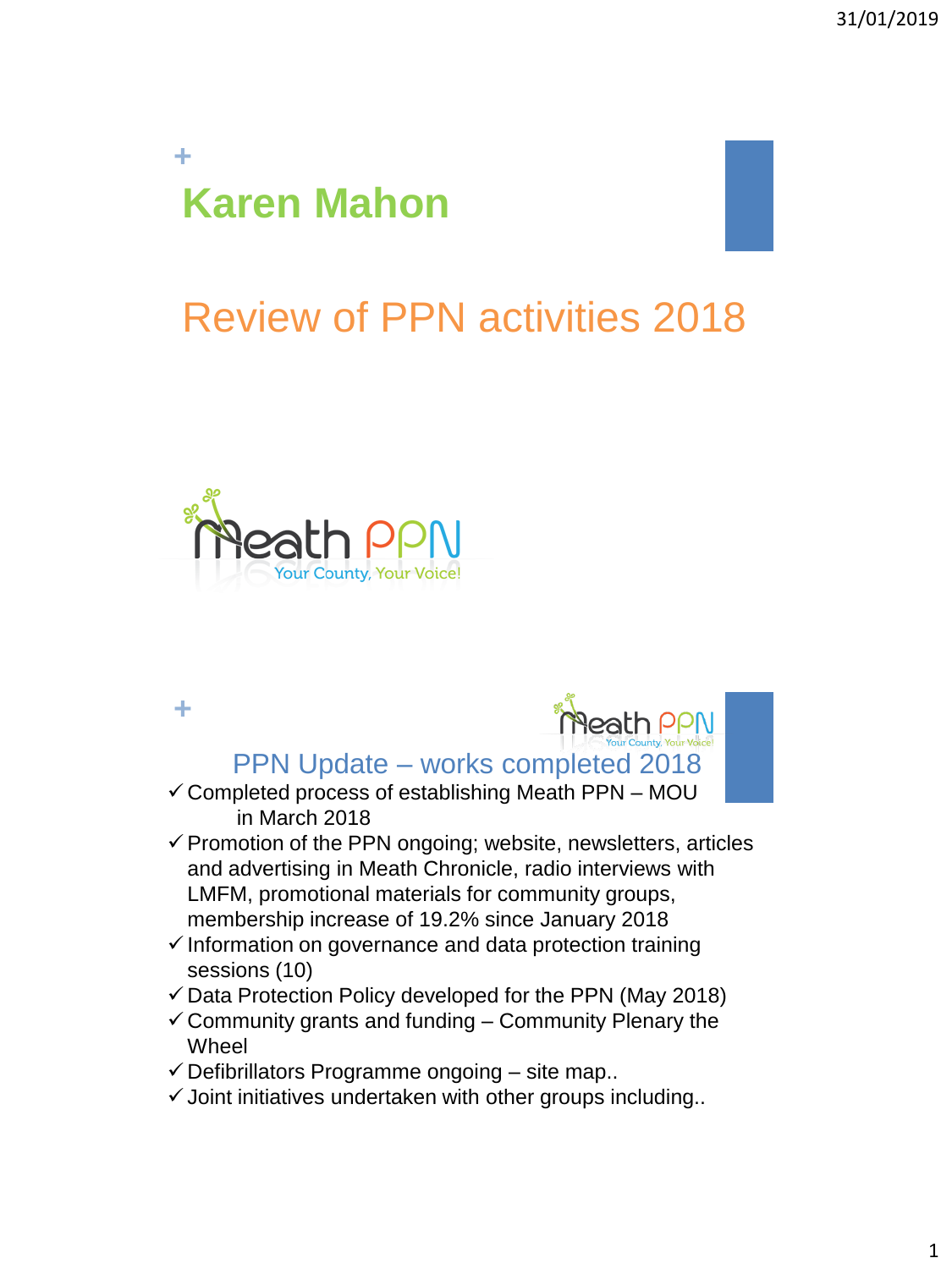# Karen Mahon

## Review of PPN activities 2018

## PPN Update – works completed 2018

- ✓ Completed process of establishing Meath PPN – MOU in March 2018
- ✓ Promotion of the PPN ongoing; website, newsletters, articles and advertising in Meath Chronicle, radio interviews with LMFM, promotional materials for community groups, membership increase of 19.2% since January 2018
- ✓ Information on governance and data protection training sessions (10)
- ✓ Data Protection Policy developed for the PPN (May 2018)
- ✓ Community grants and funding – Community Plenary the Wheel
- ✓ Defibrillators Programme ongoing – site map..
- ✓ Joint initiatives undertaken with other groups including..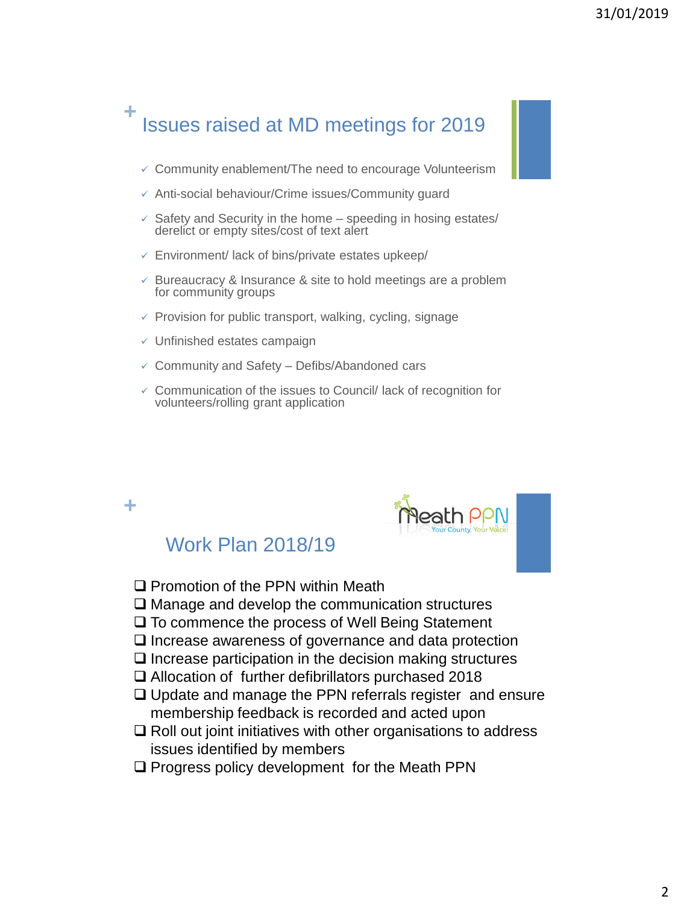## Issues raised at MD meetings for 2019

- ✓ Community enablement/The need to encourage Volunteerism
- ✓ Anti-social behaviour/Crime issues/Community guard
- ✓ Safety and Security in the home – speeding in hosing estates/ derelict or empty sites/cost of text alert
- ✓ Environment/ lack of bins/private estates upkeep/
- ✓ Bureaucracy & Insurance & site to hold meetings are a problem for community groups
- ✓ Provision for public transport, walking, cycling, signage
- ✓ Unfinished estates campaign
- ✓ Community and Safety – Defibs/Abandoned cars
- ✓ Communication of the issues to Council/ lack of recognition for volunteers/rolling grant application

## Work Plan 2018/19

Meath PPN
Your County, Your Voice

- ❑ Promotion of the PPN within Meath
- ❑ Manage and develop the communication structures
- ❑ To commence the process of Well Being Statement
- ❑ Increase awareness of governance and data protection
- ❑ Increase participation in the decision making structures
- ❑ Allocation of further defibrillators purchased 2018
- ❑ Update and manage the PPN referrals register and ensure membership feedback is recorded and acted upon
- ❑ Roll out joint initiatives with other organisations to address issues identified by members
- ❑ Progress policy development for the Meath PPN